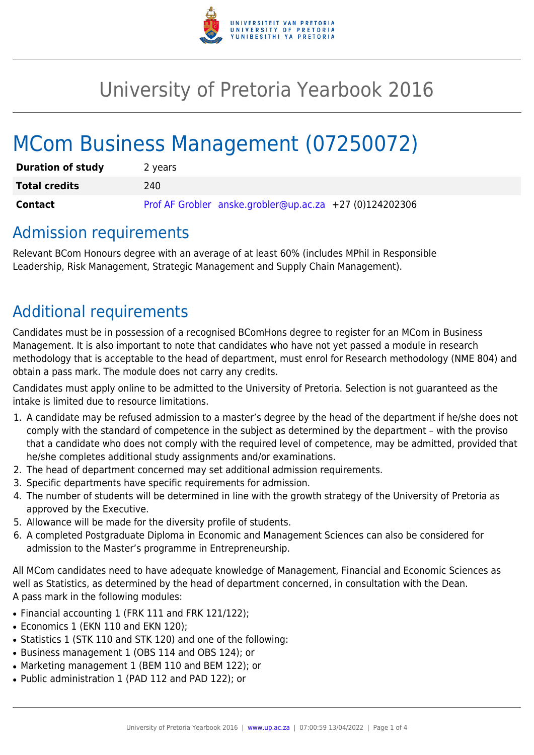# University of Pretoria Yearbook 2016

# MCom Business Management (07250072)

| | |
|---|---|
| **Duration of study** | 2 years |
| **Total credits** | 240 |
| **Contact** | Prof AF Grobler anske.grobler@up.ac.za +27 (0)124202306 |

## Admission requirements

Relevant BCom Honours degree with an average of at least 60% (includes MPhil in Responsible Leadership, Risk Management, Strategic Management and Supply Chain Management).

## Additional requirements

Candidates must be in possession of a recognised BComHons degree to register for an MCom in Business Management. It is also important to note that candidates who have not yet passed a module in research methodology that is acceptable to the head of department, must enrol for Research methodology (NME 804) and obtain a pass mark. The module does not carry any credits.

Candidates must apply online to be admitted to the University of Pretoria. Selection is not guaranteed as the intake is limited due to resource limitations.

1. A candidate may be refused admission to a master's degree by the head of the department if he/she does not comply with the standard of competence in the subject as determined by the department – with the proviso that a candidate who does not comply with the required level of competence, may be admitted, provided that he/she completes additional study assignments and/or examinations.
2. The head of department concerned may set additional admission requirements.
3. Specific departments have specific requirements for admission.
4. The number of students will be determined in line with the growth strategy of the University of Pretoria as approved by the Executive.
5. Allowance will be made for the diversity profile of students.
6. A completed Postgraduate Diploma in Economic and Management Sciences can also be considered for admission to the Master's programme in Entrepreneurship.

All MCom candidates need to have adequate knowledge of Management, Financial and Economic Sciences as well as Statistics, as determined by the head of department concerned, in consultation with the Dean.
A pass mark in the following modules:

- Financial accounting 1 (FRK 111 and FRK 121/122);
- Economics 1 (EKN 110 and EKN 120);
- Statistics 1 (STK 110 and STK 120) and one of the following:
- Business management 1 (OBS 114 and OBS 124); or
- Marketing management 1 (BEM 110 and BEM 122); or
- Public administration 1 (PAD 112 and PAD 122); or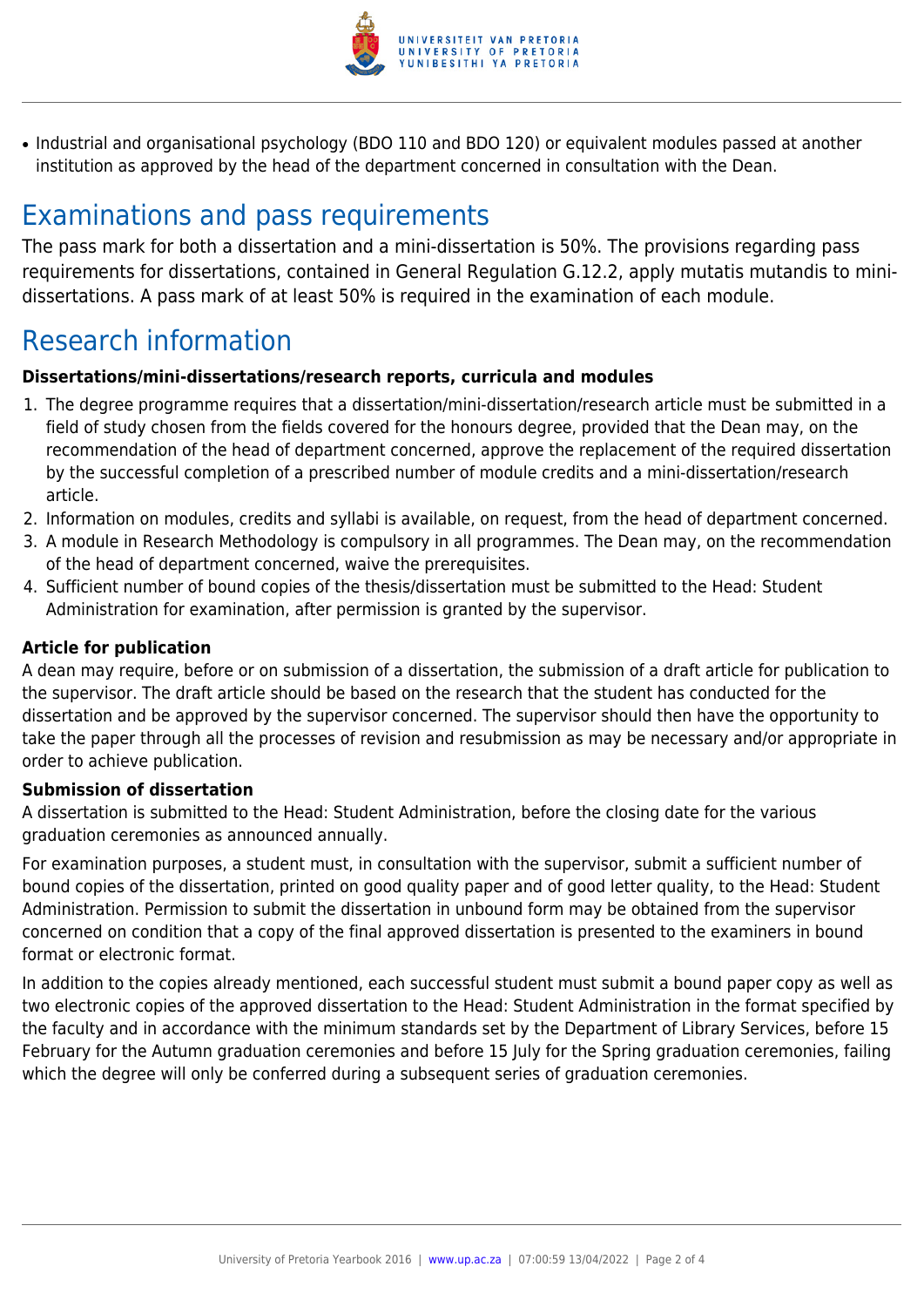- Industrial and organisational psychology (BDO 110 and BDO 120) or equivalent modules passed at another institution as approved by the head of the department concerned in consultation with the Dean.

## Examinations and pass requirements

The pass mark for both a dissertation and a mini-dissertation is 50%. The provisions regarding pass requirements for dissertations, contained in General Regulation G.12.2, apply mutatis mutandis to mini-dissertations. A pass mark of at least 50% is required in the examination of each module.

## Research information

**Dissertations/mini-dissertations/research reports, curricula and modules**

1. The degree programme requires that a dissertation/mini-dissertation/research article must be submitted in a field of study chosen from the fields covered for the honours degree, provided that the Dean may, on the recommendation of the head of department concerned, approve the replacement of the required dissertation by the successful completion of a prescribed number of module credits and a mini-dissertation/research article.
2. Information on modules, credits and syllabi is available, on request, from the head of department concerned.
3. A module in Research Methodology is compulsory in all programmes. The Dean may, on the recommendation of the head of department concerned, waive the prerequisites.
4. Sufficient number of bound copies of the thesis/dissertation must be submitted to the Head: Student Administration for examination, after permission is granted by the supervisor.

**Article for publication**

A dean may require, before or on submission of a dissertation, the submission of a draft article for publication to the supervisor. The draft article should be based on the research that the student has conducted for the dissertation and be approved by the supervisor concerned. The supervisor should then have the opportunity to take the paper through all the processes of revision and resubmission as may be necessary and/or appropriate in order to achieve publication.

**Submission of dissertation**

A dissertation is submitted to the Head: Student Administration, before the closing date for the various graduation ceremonies as announced annually.

For examination purposes, a student must, in consultation with the supervisor, submit a sufficient number of bound copies of the dissertation, printed on good quality paper and of good letter quality, to the Head: Student Administration. Permission to submit the dissertation in unbound form may be obtained from the supervisor concerned on condition that a copy of the final approved dissertation is presented to the examiners in bound format or electronic format.

In addition to the copies already mentioned, each successful student must submit a bound paper copy as well as two electronic copies of the approved dissertation to the Head: Student Administration in the format specified by the faculty and in accordance with the minimum standards set by the Department of Library Services, before 15 February for the Autumn graduation ceremonies and before 15 July for the Spring graduation ceremonies, failing which the degree will only be conferred during a subsequent series of graduation ceremonies.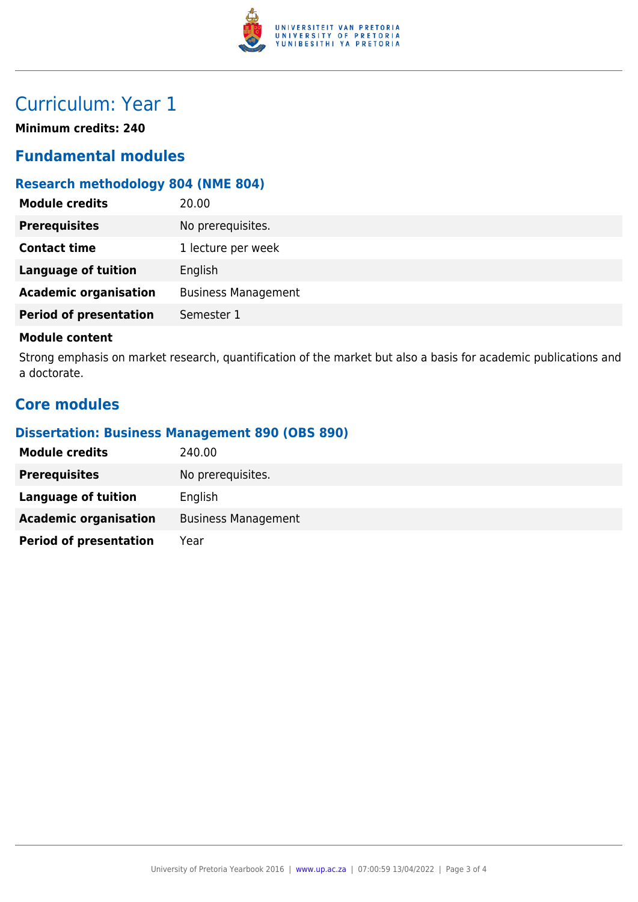# Curriculum: Year 1

**Minimum credits: 240**

## Fundamental modules

### Research methodology 804 (NME 804)

| | |
|---|---|
| **Module credits** | 20.00 |
| **Prerequisites** | No prerequisites. |
| **Contact time** | 1 lecture per week |
| **Language of tuition** | English |
| **Academic organisation** | Business Management |
| **Period of presentation** | Semester 1 |

**Module content**

Strong emphasis on market research, quantification of the market but also a basis for academic publications and a doctorate.

## Core modules

### Dissertation: Business Management 890 (OBS 890)

| | |
|---|---|
| **Module credits** | 240.00 |
| **Prerequisites** | No prerequisites. |
| **Language of tuition** | English |
| **Academic organisation** | Business Management |
| **Period of presentation** | Year |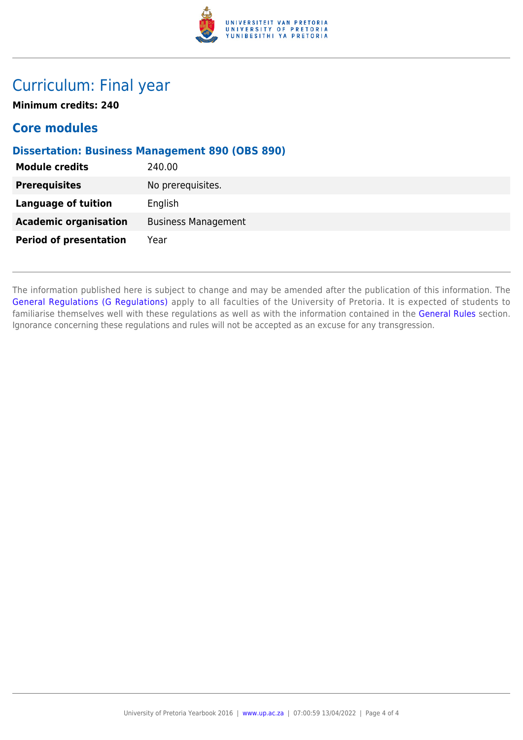# Curriculum: Final year

**Minimum credits: 240**

## Core modules

### Dissertation: Business Management 890 (OBS 890)

| | |
|---|---|
| **Module credits** | 240.00 |
| **Prerequisites** | No prerequisites. |
| **Language of tuition** | English |
| **Academic organisation** | Business Management |
| **Period of presentation** | Year |

The information published here is subject to change and may be amended after the publication of this information. The General Regulations (G Regulations) apply to all faculties of the University of Pretoria. It is expected of students to familiarise themselves well with these regulations as well as with the information contained in the General Rules section. Ignorance concerning these regulations and rules will not be accepted as an excuse for any transgression.